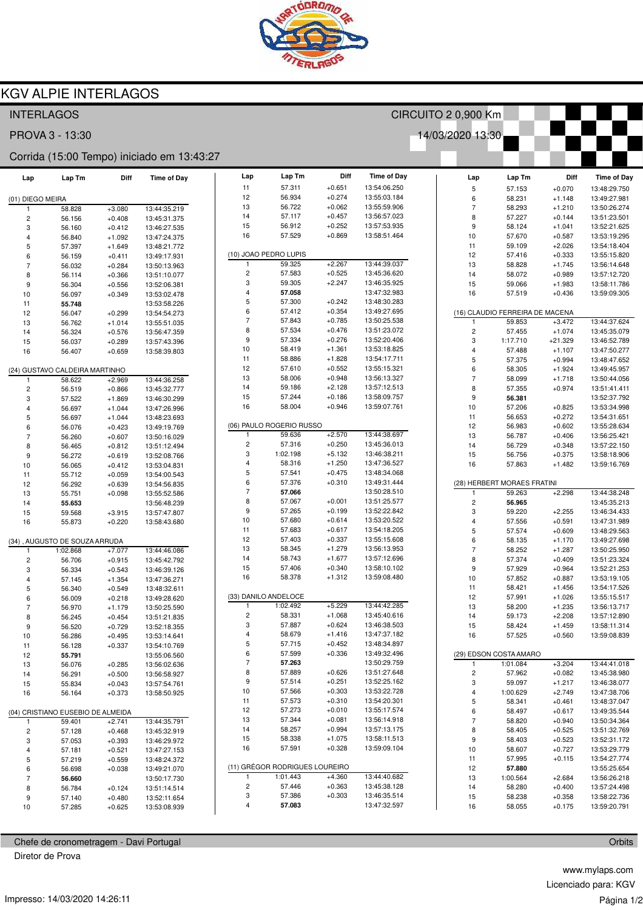# KGV ALPIE INTERLAGOS

INTERLAGOS — CIRCUITO 2 0,900 Km

PROVA 3 - 13:30 — 14/03/2020 13:30

Corrida (15:00 Tempo) iniciado em 13:43:27

### (01) DIEGO MEIRA

| Lap | Lap Tm | Diff | Time of Day |
|---|---|---|---|
| 1 | 58.828 | +3.080 | 13:44:35.219 |
| 2 | 56.156 | +0.408 | 13:45:31.375 |
| 3 | 56.160 | +0.412 | 13:46:27.535 |
| 4 | 56.840 | +1.092 | 13:47:24.375 |
| 5 | 57.397 | +1.649 | 13:48:21.772 |
| 6 | 56.159 | +0.411 | 13:49:17.931 |
| 7 | 56.032 | +0.284 | 13:50:13.963 |
| 8 | 56.114 | +0.366 | 13:51:10.077 |
| 9 | 56.304 | +0.556 | 13:52:06.381 |
| 10 | 56.097 | +0.349 | 13:53:02.478 |
| 11 | **55.748** | | 13:53:58.226 |
| 12 | 56.047 | +0.299 | 13:54:54.273 |
| 13 | 56.762 | +1.014 | 13:55:51.035 |
| 14 | 56.324 | +0.576 | 13:56:47.359 |
| 15 | 56.037 | +0.289 | 13:57:43.396 |
| 16 | 56.407 | +0.659 | 13:58:39.803 |

### (24) GUSTAVO CALDEIRA MARTINHO

| Lap | Lap Tm | Diff | Time of Day |
|---|---|---|---|
| 1 | 58.622 | +2.969 | 13:44:36.258 |
| 2 | 56.519 | +0.866 | 13:45:32.777 |
| 3 | 57.522 | +1.869 | 13:46:30.299 |
| 4 | 56.697 | +1.044 | 13:47:26.996 |
| 5 | 56.697 | +1.044 | 13:48:23.693 |
| 6 | 56.076 | +0.423 | 13:49:19.769 |
| 7 | 56.260 | +0.607 | 13:50:16.029 |
| 8 | 56.465 | +0.812 | 13:51:12.494 |
| 9 | 56.272 | +0.619 | 13:52:08.766 |
| 10 | 56.065 | +0.412 | 13:53:04.831 |
| 11 | 55.712 | +0.059 | 13:54:00.543 |
| 12 | 56.292 | +0.639 | 13:54:56.835 |
| 13 | 55.751 | +0.098 | 13:55:52.586 |
| 14 | **55.653** | | 13:56:48.239 |
| 15 | 59.568 | +3.915 | 13:57:47.807 |
| 16 | 55.873 | +0.220 | 13:58:43.680 |

### (34) , AUGUSTO DE SOUZA ARRUDA

| Lap | Lap Tm | Diff | Time of Day |
|---|---|---|---|
| 1 | 1:02.868 | +7.077 | 13:44:46.086 |
| 2 | 56.706 | +0.915 | 13:45:42.792 |
| 3 | 56.334 | +0.543 | 13:46:39.126 |
| 4 | 57.145 | +1.354 | 13:47:36.271 |
| 5 | 56.340 | +0.549 | 13:48:32.611 |
| 6 | 56.009 | +0.218 | 13:49:28.620 |
| 7 | 56.970 | +1.179 | 13:50:25.590 |
| 8 | 56.245 | +0.454 | 13:51:21.835 |
| 9 | 56.520 | +0.729 | 13:52:18.355 |
| 10 | 56.286 | +0.495 | 13:53:14.641 |
| 11 | 56.128 | +0.337 | 13:54:10.769 |
| 12 | **55.791** | | 13:55:06.560 |
| 13 | 56.076 | +0.285 | 13:56:02.636 |
| 14 | 56.291 | +0.500 | 13:56:58.927 |
| 15 | 55.834 | +0.043 | 13:57:54.761 |
| 16 | 56.164 | +0.373 | 13:58:50.925 |

### (04) CRISTIANO EUSEBIO DE ALMEIDA

| Lap | Lap Tm | Diff | Time of Day |
|---|---|---|---|
| 1 | 59.401 | +2.741 | 13:44:35.791 |
| 2 | 57.128 | +0.468 | 13:45:32.919 |
| 3 | 57.053 | +0.393 | 13:46:29.972 |
| 4 | 57.181 | +0.521 | 13:47:27.153 |
| 5 | 57.219 | +0.559 | 13:48:24.372 |
| 6 | 56.698 | +0.038 | 13:49:21.070 |
| 7 | **56.660** | | 13:50:17.730 |
| 8 | 56.784 | +0.124 | 13:51:14.514 |
| 9 | 57.140 | +0.480 | 13:52:11.654 |
| 10 | 57.285 | +0.625 | 13:53:08.939 |
| 11 | 57.311 | +0.651 | 13:54:06.250 |
| 12 | 56.934 | +0.274 | 13:55:03.184 |
| 13 | 56.722 | +0.062 | 13:55:59.906 |
| 14 | 57.117 | +0.457 | 13:56:57.023 |
| 15 | 56.912 | +0.252 | 13:57:53.935 |
| 16 | 57.529 | +0.869 | 13:58:51.464 |

### (10) JOAO PEDRO LUPIS

| Lap | Lap Tm | Diff | Time of Day |
|---|---|---|---|
| 1 | 59.325 | +2.267 | 13:44:39.037 |
| 2 | 57.583 | +0.525 | 13:45:36.620 |
| 3 | 59.305 | +2.247 | 13:46:35.925 |
| 4 | **57.058** | | 13:47:32.983 |
| 5 | 57.300 | +0.242 | 13:48:30.283 |
| 6 | 57.412 | +0.354 | 13:49:27.695 |
| 7 | 57.843 | +0.785 | 13:50:25.538 |
| 8 | 57.534 | +0.476 | 13:51:23.072 |
| 9 | 57.334 | +0.276 | 13:52:20.406 |
| 10 | 58.419 | +1.361 | 13:53:18.825 |
| 11 | 58.886 | +1.828 | 13:54:17.711 |
| 12 | 57.610 | +0.552 | 13:55:15.321 |
| 13 | 58.006 | +0.948 | 13:56:13.327 |
| 14 | 59.186 | +2.128 | 13:57:12.513 |
| 15 | 57.244 | +0.186 | 13:58:09.757 |
| 16 | 58.004 | +0.946 | 13:59:07.761 |

### (06) PAULO ROGERIO RUSSO

| Lap | Lap Tm | Diff | Time of Day |
|---|---|---|---|
| 1 | 59.636 | +2.570 | 13:44:38.697 |
| 2 | 57.316 | +0.250 | 13:45:36.013 |
| 3 | 1:02.198 | +5.132 | 13:46:38.211 |
| 4 | 58.316 | +1.250 | 13:47:36.527 |
| 5 | 57.541 | +0.475 | 13:48:34.068 |
| 6 | 57.376 | +0.310 | 13:49:31.444 |
| 7 | **57.066** | | 13:50:28.510 |
| 8 | 57.067 | +0.001 | 13:51:25.577 |
| 9 | 57.265 | +0.199 | 13:52:22.842 |
| 10 | 57.680 | +0.614 | 13:53:20.522 |
| 11 | 57.683 | +0.617 | 13:54:18.205 |
| 12 | 57.403 | +0.337 | 13:55:15.608 |
| 13 | 58.345 | +1.279 | 13:56:13.953 |
| 14 | 58.743 | +1.677 | 13:57:12.696 |
| 15 | 57.406 | +0.340 | 13:58:10.102 |
| 16 | 58.378 | +1.312 | 13:59:08.480 |

### (33) DANILO ANDELOCE

| Lap | Lap Tm | Diff | Time of Day |
|---|---|---|---|
| 1 | 1:02.492 | +5.229 | 13:44:42.285 |
| 2 | 58.331 | +1.068 | 13:45:40.616 |
| 3 | 57.887 | +0.624 | 13:46:38.503 |
| 4 | 58.679 | +1.416 | 13:47:37.182 |
| 5 | 57.715 | +0.452 | 13:48:34.897 |
| 6 | 57.599 | +0.336 | 13:49:32.496 |
| 7 | **57.263** | | 13:50:29.759 |
| 8 | 57.889 | +0.626 | 13:51:27.648 |
| 9 | 57.514 | +0.251 | 13:52:25.162 |
| 10 | 57.566 | +0.303 | 13:53:22.728 |
| 11 | 57.573 | +0.310 | 13:54:20.301 |
| 12 | 57.273 | +0.010 | 13:55:17.574 |
| 13 | 57.344 | +0.081 | 13:56:14.918 |
| 14 | 58.257 | +0.994 | 13:57:13.175 |
| 15 | 58.338 | +1.075 | 13:58:11.513 |
| 16 | 57.591 | +0.328 | 13:59:09.104 |

### (11) GRÉGOR RODRIGUES LOUREIRO

| Lap | Lap Tm | Diff | Time of Day |
|---|---|---|---|
| 1 | 1:01.443 | +4.360 | 13:44:40.682 |
| 2 | 57.446 | +0.363 | 13:45:38.128 |
| 3 | 57.386 | +0.303 | 13:46:35.514 |
| 4 | **57.083** | | 13:47:32.597 |
| 5 | 57.153 | +0.070 | 13:48:29.750 |
| 6 | 58.231 | +1.148 | 13:49:27.981 |
| 7 | 58.293 | +1.210 | 13:50:26.274 |
| 8 | 57.227 | +0.144 | 13:51:23.501 |
| 9 | 58.124 | +1.041 | 13:52:21.625 |
| 10 | 57.670 | +0.587 | 13:53:19.295 |
| 11 | 59.109 | +2.026 | 13:54:18.404 |
| 12 | 57.416 | +0.333 | 13:55:15.820 |
| 13 | 58.828 | +1.745 | 13:56:14.648 |
| 14 | 58.072 | +0.989 | 13:57:12.720 |
| 15 | 59.066 | +1.983 | 13:58:11.786 |
| 16 | 57.519 | +0.436 | 13:59:09.305 |

### (16) CLAUDIO FERREIRA DE MACENA

| Lap | Lap Tm | Diff | Time of Day |
|---|---|---|---|
| 1 | 59.853 | +3.472 | 13:44:37.624 |
| 2 | 57.455 | +1.074 | 13:45:35.079 |
| 3 | 1:17.710 | +21.329 | 13:46:52.789 |
| 4 | 57.488 | +1.107 | 13:47:50.277 |
| 5 | 57.375 | +0.994 | 13:48:47.652 |
| 6 | 58.305 | +1.924 | 13:49:45.957 |
| 7 | 58.099 | +1.718 | 13:50:44.056 |
| 8 | 57.355 | +0.974 | 13:51:41.411 |
| 9 | **56.381** | | 13:52:37.792 |
| 10 | 57.206 | +0.825 | 13:53:34.998 |
| 11 | 56.653 | +0.272 | 13:54:31.651 |
| 12 | 56.983 | +0.602 | 13:55:28.634 |
| 13 | 56.787 | +0.406 | 13:56:25.421 |
| 14 | 56.729 | +0.348 | 13:57:22.150 |
| 15 | 56.756 | +0.375 | 13:58:18.906 |
| 16 | 57.863 | +1.482 | 13:59:16.769 |

### (28) HERBERT MORAES FRATINI

| Lap | Lap Tm | Diff | Time of Day |
|---|---|---|---|
| 1 | 59.263 | +2.298 | 13:44:38.248 |
| 2 | **56.965** | | 13:45:35.213 |
| 3 | 59.220 | +2.255 | 13:46:34.433 |
| 4 | 57.556 | +0.591 | 13:47:31.989 |
| 5 | 57.574 | +0.609 | 13:48:29.563 |
| 6 | 58.135 | +1.170 | 13:49:27.698 |
| 7 | 58.252 | +1.287 | 13:50:25.950 |
| 8 | 57.374 | +0.409 | 13:51:23.324 |
| 9 | 57.929 | +0.964 | 13:52:21.253 |
| 10 | 57.852 | +0.887 | 13:53:19.105 |
| 11 | 58.421 | +1.456 | 13:54:17.526 |
| 12 | 57.991 | +1.026 | 13:55:15.517 |
| 13 | 58.200 | +1.235 | 13:56:13.717 |
| 14 | 59.173 | +2.208 | 13:57:12.890 |
| 15 | 58.424 | +1.459 | 13:58:11.314 |
| 16 | 57.525 | +0.560 | 13:59:08.839 |

### (29) EDSON COSTA AMARO

| Lap | Lap Tm | Diff | Time of Day |
|---|---|---|---|
| 1 | 1:01.084 | +3.204 | 13:44:41.018 |
| 2 | 57.962 | +0.082 | 13:45:38.980 |
| 3 | 59.097 | +1.217 | 13:46:38.077 |
| 4 | 1:00.629 | +2.749 | 13:47:38.706 |
| 5 | 58.341 | +0.461 | 13:48:37.047 |
| 6 | 58.497 | +0.617 | 13:49:35.544 |
| 7 | 58.820 | +0.940 | 13:50:34.364 |
| 8 | 58.405 | +0.525 | 13:51:32.769 |
| 9 | 58.403 | +0.523 | 13:52:31.172 |
| 10 | 58.607 | +0.727 | 13:53:29.779 |
| 11 | 57.995 | +0.115 | 13:54:27.774 |
| 12 | **57.880** | | 13:55:25.654 |
| 13 | 1:00.564 | +2.684 | 13:56:26.218 |
| 14 | 58.280 | +0.400 | 13:57:24.498 |
| 15 | 58.238 | +0.358 | 13:58:22.736 |
| 16 | 58.055 | +0.175 | 13:59:20.791 |

Chefe de cronometragem - Davi Portugal — Orbits

Diretor de Prova

www.mylaps.com

Licenciado para: KGV

Impresso: 14/03/2020 14:26:11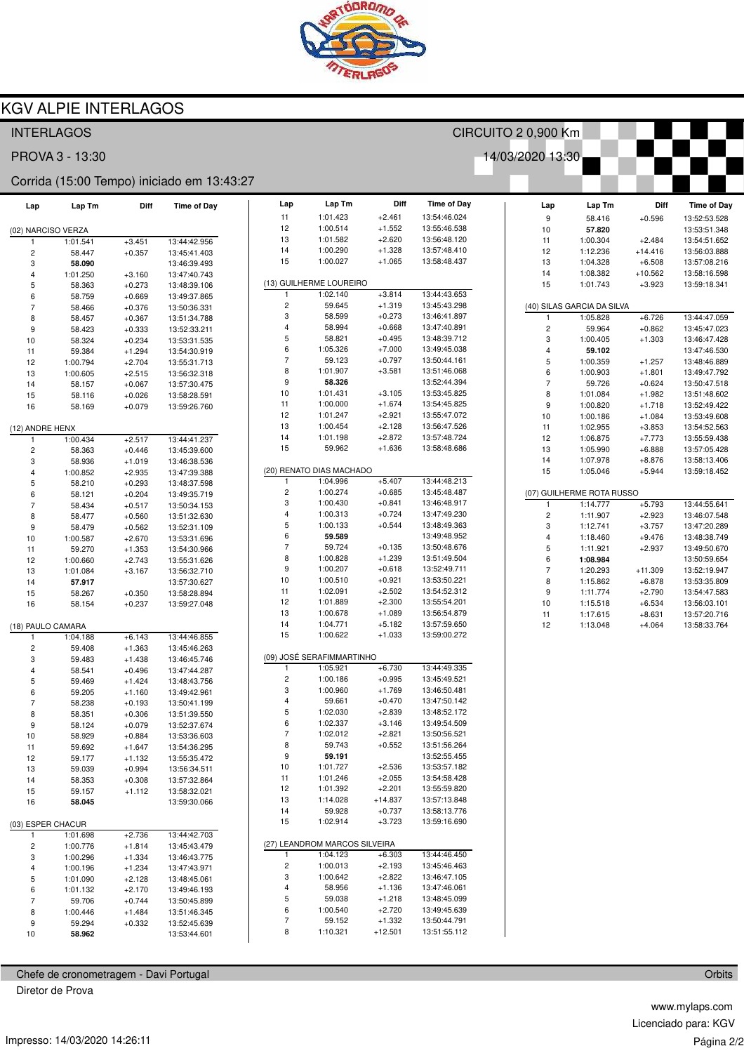# KGV ALPIE INTERLAGOS

INTERLAGOS — CIRCUITO 2 0,900 Km

PROVA 3 - 13:30 — 14/03/2020 13:30

Corrida (15:00 Tempo) iniciado em 13:43:27

### (02) NARCISO VERZA

| Lap | Lap Tm | Diff | Time of Day |
|---|---|---|---|
| 1 | 1:01.541 | +3.451 | 13:44:42.956 |
| 2 | 58.447 | +0.357 | 13:45:41.403 |
| 3 | **58.090** | | 13:46:39.493 |
| 4 | 1:01.250 | +3.160 | 13:47:40.743 |
| 5 | 58.363 | +0.273 | 13:48:39.106 |
| 6 | 58.759 | +0.669 | 13:49:37.865 |
| 7 | 58.466 | +0.376 | 13:50:36.331 |
| 8 | 58.457 | +0.367 | 13:51:34.788 |
| 9 | 58.423 | +0.333 | 13:52:33.211 |
| 10 | 58.324 | +0.234 | 13:53:31.535 |
| 11 | 59.384 | +1.294 | 13:54:30.919 |
| 12 | 1:00.794 | +2.704 | 13:55:31.713 |
| 13 | 1:00.605 | +2.515 | 13:56:32.318 |
| 14 | 58.157 | +0.067 | 13:57:30.475 |
| 15 | 58.116 | +0.026 | 13:58:28.591 |
| 16 | 58.169 | +0.079 | 13:59:26.760 |

### (12) ANDRE HENX

| Lap | Lap Tm | Diff | Time of Day |
|---|---|---|---|
| 1 | 1:00.434 | +2.517 | 13:44:41.237 |
| 2 | 58.363 | +0.446 | 13:45:39.600 |
| 3 | 58.936 | +1.019 | 13:46:38.536 |
| 4 | 1:00.852 | +2.935 | 13:47:39.388 |
| 5 | 58.210 | +0.293 | 13:48:37.598 |
| 6 | 58.121 | +0.204 | 13:49:35.719 |
| 7 | 58.434 | +0.517 | 13:50:34.153 |
| 8 | 58.477 | +0.560 | 13:51:32.630 |
| 9 | 58.479 | +0.562 | 13:52:31.109 |
| 10 | 1:00.587 | +2.670 | 13:53:31.696 |
| 11 | 59.270 | +1.353 | 13:54:30.966 |
| 12 | 1:00.660 | +2.743 | 13:55:31.626 |
| 13 | 1:01.084 | +3.167 | 13:56:32.710 |
| 14 | **57.917** | | 13:57:30.627 |
| 15 | 58.267 | +0.350 | 13:58:28.894 |
| 16 | 58.154 | +0.237 | 13:59:27.048 |

### (18) PAULO CAMARA

| Lap | Lap Tm | Diff | Time of Day |
|---|---|---|---|
| 1 | 1:04.188 | +6.143 | 13:44:46.855 |
| 2 | 59.408 | +1.363 | 13:45:46.263 |
| 3 | 59.483 | +1.438 | 13:46:45.746 |
| 4 | 58.541 | +0.496 | 13:47:44.287 |
| 5 | 59.469 | +1.424 | 13:48:43.756 |
| 6 | 59.205 | +1.160 | 13:49:42.961 |
| 7 | 58.238 | +0.193 | 13:50:41.199 |
| 8 | 58.351 | +0.306 | 13:51:39.550 |
| 9 | 58.124 | +0.079 | 13:52:37.674 |
| 10 | 58.929 | +0.884 | 13:53:36.603 |
| 11 | 59.692 | +1.647 | 13:54:36.295 |
| 12 | 59.177 | +1.132 | 13:55:35.472 |
| 13 | 59.039 | +0.994 | 13:56:34.511 |
| 14 | 58.353 | +0.308 | 13:57:32.864 |
| 15 | 59.157 | +1.112 | 13:58:32.021 |
| 16 | **58.045** | | 13:59:30.066 |

### (03) ESPER CHACUR

| Lap | Lap Tm | Diff | Time of Day |
|---|---|---|---|
| 1 | 1:01.698 | +2.736 | 13:44:42.703 |
| 2 | 1:00.776 | +1.814 | 13:45:43.479 |
| 3 | 1:00.296 | +1.334 | 13:46:43.775 |
| 4 | 1:00.196 | +1.234 | 13:47:43.971 |
| 5 | 1:01.090 | +2.128 | 13:48:45.061 |
| 6 | 1:01.132 | +2.170 | 13:49:46.193 |
| 7 | 59.706 | +0.744 | 13:50:45.899 |
| 8 | 1:00.446 | +1.484 | 13:51:46.345 |
| 9 | 59.294 | +0.332 | 13:52:45.639 |
| 10 | **58.962** | | 13:53:44.601 |
| 11 | 1:01.423 | +2.461 | 13:54:46.024 |
| 12 | 1:00.514 | +1.552 | 13:55:46.538 |
| 13 | 1:01.582 | +2.620 | 13:56:48.120 |
| 14 | 1:00.290 | +1.328 | 13:57:48.410 |
| 15 | 1:00.027 | +1.065 | 13:58:48.437 |

### (13) GUILHERME LOUREIRO

| Lap | Lap Tm | Diff | Time of Day |
|---|---|---|---|
| 1 | 1:02.140 | +3.814 | 13:44:43.653 |
| 2 | 59.645 | +1.319 | 13:45:43.298 |
| 3 | 58.599 | +0.273 | 13:46:41.897 |
| 4 | 58.994 | +0.668 | 13:47:40.891 |
| 5 | 58.821 | +0.495 | 13:48:39.712 |
| 6 | 1:05.326 | +7.000 | 13:49:45.038 |
| 7 | 59.123 | +0.797 | 13:50:44.161 |
| 8 | 1:01.907 | +3.581 | 13:51:46.068 |
| 9 | **58.326** | | 13:52:44.394 |
| 10 | 1:01.431 | +3.105 | 13:53:45.825 |
| 11 | 1:00.000 | +1.674 | 13:54:45.825 |
| 12 | 1:01.247 | +2.921 | 13:55:47.072 |
| 13 | 1:00.454 | +2.128 | 13:56:47.526 |
| 14 | 1:01.198 | +2.872 | 13:57:48.724 |
| 15 | 59.962 | +1.636 | 13:58:48.686 |

### (20) RENATO DIAS MACHADO

| Lap | Lap Tm | Diff | Time of Day |
|---|---|---|---|
| 1 | 1:04.996 | +5.407 | 13:44:48.213 |
| 2 | 1:00.274 | +0.685 | 13:45:48.487 |
| 3 | 1:00.430 | +0.841 | 13:46:48.917 |
| 4 | 1:00.313 | +0.724 | 13:47:49.230 |
| 5 | 1:00.133 | +0.544 | 13:48:49.363 |
| 6 | **59.589** | | 13:49:48.952 |
| 7 | 59.724 | +0.135 | 13:50:48.676 |
| 8 | 1:00.828 | +1.239 | 13:51:49.504 |
| 9 | 1:00.207 | +0.618 | 13:52:49.711 |
| 10 | 1:00.510 | +0.921 | 13:53:50.221 |
| 11 | 1:02.091 | +2.502 | 13:54:52.312 |
| 12 | 1:01.889 | +2.300 | 13:55:54.201 |
| 13 | 1:00.678 | +1.089 | 13:56:54.879 |
| 14 | 1:04.771 | +5.182 | 13:57:59.650 |
| 15 | 1:00.622 | +1.033 | 13:59:00.272 |

### (09) JOSÉ SERAFIMMARTINHO

| Lap | Lap Tm | Diff | Time of Day |
|---|---|---|---|
| 1 | 1:05.921 | +6.730 | 13:44:49.335 |
| 2 | 1:00.186 | +0.995 | 13:45:49.521 |
| 3 | 1:00.960 | +1.769 | 13:46:50.481 |
| 4 | 59.661 | +0.470 | 13:47:50.142 |
| 5 | 1:02.030 | +2.839 | 13:48:52.172 |
| 6 | 1:02.337 | +3.146 | 13:49:54.509 |
| 7 | 1:02.012 | +2.821 | 13:50:56.521 |
| 8 | 59.743 | +0.552 | 13:51:56.264 |
| 9 | **59.191** | | 13:52:55.455 |
| 10 | 1:01.727 | +2.536 | 13:53:57.182 |
| 11 | 1:01.246 | +2.055 | 13:54:58.428 |
| 12 | 1:01.392 | +2.201 | 13:55:59.820 |
| 13 | 1:14.028 | +14.837 | 13:57:13.848 |
| 14 | 59.928 | +0.737 | 13:58:13.776 |
| 15 | 1:02.914 | +3.723 | 13:59:16.690 |

### (27) LEANDROM MARCOS SILVEIRA

| Lap | Lap Tm | Diff | Time of Day |
|---|---|---|---|
| 1 | 1:04.123 | +6.303 | 13:44:46.450 |
| 2 | 1:00.013 | +2.193 | 13:45:46.463 |
| 3 | 1:00.642 | +2.822 | 13:46:47.105 |
| 4 | 58.956 | +1.136 | 13:47:46.061 |
| 5 | 59.038 | +1.218 | 13:48:45.099 |
| 6 | 1:00.540 | +2.720 | 13:49:45.639 |
| 7 | 59.152 | +1.332 | 13:50:44.791 |
| 8 | 1:10.321 | +12.501 | 13:51:55.112 |
| 9 | 58.416 | +0.596 | 13:52:53.528 |
| 10 | **57.820** | | 13:53:51.348 |
| 11 | 1:00.304 | +2.484 | 13:54:51.652 |
| 12 | 1:12.236 | +14.416 | 13:56:03.888 |
| 13 | 1:04.328 | +6.508 | 13:57:08.216 |
| 14 | 1:08.382 | +10.562 | 13:58:16.598 |
| 15 | 1:01.743 | +3.923 | 13:59:18.341 |

### (40) SILAS GARCIA DA SILVA

| Lap | Lap Tm | Diff | Time of Day |
|---|---|---|---|
| 1 | 1:05.828 | +6.726 | 13:44:47.059 |
| 2 | 59.964 | +0.862 | 13:45:47.023 |
| 3 | 1:00.405 | +1.303 | 13:46:47.428 |
| 4 | **59.102** | | 13:47:46.530 |
| 5 | 1:00.359 | +1.257 | 13:48:46.889 |
| 6 | 1:00.903 | +1.801 | 13:49:47.792 |
| 7 | 59.726 | +0.624 | 13:50:47.518 |
| 8 | 1:01.084 | +1.982 | 13:51:48.602 |
| 9 | 1:00.820 | +1.718 | 13:52:49.422 |
| 10 | 1:00.186 | +1.084 | 13:53:49.608 |
| 11 | 1:02.955 | +3.853 | 13:54:52.563 |
| 12 | 1:06.875 | +7.773 | 13:55:59.438 |
| 13 | 1:05.990 | +6.888 | 13:57:05.428 |
| 14 | 1:07.978 | +8.876 | 13:58:13.406 |
| 15 | 1:05.046 | +5.944 | 13:59:18.452 |

### (07) GUILHERME ROTA RUSSO

| Lap | Lap Tm | Diff | Time of Day |
|---|---|---|---|
| 1 | 1:14.777 | +5.793 | 13:44:55.641 |
| 2 | 1:11.907 | +2.923 | 13:46:07.548 |
| 3 | 1:12.741 | +3.757 | 13:47:20.289 |
| 4 | 1:18.460 | +9.476 | 13:48:38.749 |
| 5 | 1:11.921 | +2.937 | 13:49:50.670 |
| 6 | **1:08.984** | | 13:50:59.654 |
| 7 | 1:20.293 | +11.309 | 13:52:19.947 |
| 8 | 1:15.862 | +6.878 | 13:53:35.809 |
| 9 | 1:11.774 | +2.790 | 13:54:47.583 |
| 10 | 1:15.518 | +6.534 | 13:56:03.101 |
| 11 | 1:17.615 | +8.631 | 13:57:20.716 |
| 12 | 1:13.048 | +4.064 | 13:58:33.764 |

Chefe de cronometragem - Davi Portugal — Orbits

Diretor de Prova

www.mylaps.com

Licenciado para: KGV

Impresso: 14/03/2020 14:26:11